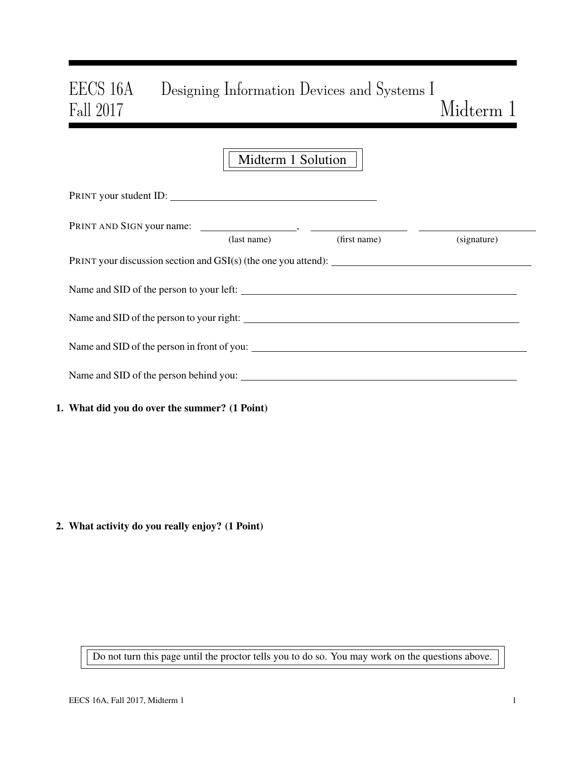# EECS 16A Designing Information Devices and Systems I
# Fall 2017 Midterm 1

**Midterm 1 Solution**

PRINT your student ID: ________________________________

PRINT AND SIGN your name: ________________, ________________ ________________
(last name) (first name) (signature)

PRINT your discussion section and GSI(s) (the one you attend): ________________________________

Name and SID of the person to your left: ________________________________

Name and SID of the person to your right: ________________________________

Name and SID of the person in front of you: ________________________________

Name and SID of the person behind you: ________________________________

**1. What did you do over the summer? (1 Point)**

**2. What activity do you really enjoy? (1 Point)**

Do not turn this page until the proctor tells you to do so. You may work on the questions above.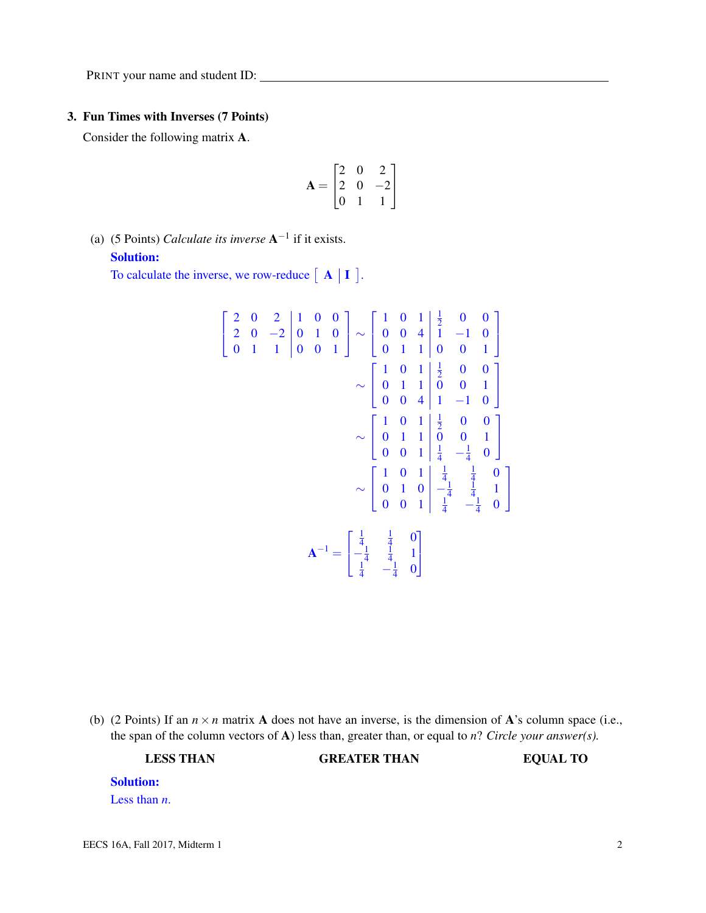PRINT your name and student ID: ____________________________________________

## 3. Fun Times with Inverses (7 Points)

Consider the following matrix $\mathbf{A}$.

$$\mathbf{A} = \begin{bmatrix} 2 & 0 & 2 \\ 2 & 0 & -2 \\ 0 & 1 & 1 \end{bmatrix}$$

(a) (5 Points) *Calculate its inverse* $\mathbf{A}^{-1}$ if it exists.

**Solution:**

To calculate the inverse, we row-reduce $\left[\ \mathbf{A} \mid \mathbf{I}\ \right]$.

$$\left[\begin{array}{ccc|ccc} 2 & 0 & 2 & 1 & 0 & 0 \\ 2 & 0 & -2 & 0 & 1 & 0 \\ 0 & 1 & 1 & 0 & 0 & 1 \end{array}\right] \sim \left[\begin{array}{ccc|ccc} 1 & 0 & 1 & \frac{1}{2} & 0 & 0 \\ 0 & 0 & 4 & 1 & -1 & 0 \\ 0 & 1 & 1 & 0 & 0 & 1 \end{array}\right]$$

$$\sim \left[\begin{array}{ccc|ccc} 1 & 0 & 1 & \frac{1}{2} & 0 & 0 \\ 0 & 1 & 1 & 0 & 0 & 1 \\ 0 & 0 & 4 & 1 & -1 & 0 \end{array}\right]$$

$$\sim \left[\begin{array}{ccc|ccc} 1 & 0 & 1 & \frac{1}{2} & 0 & 0 \\ 0 & 1 & 1 & 0 & 0 & 1 \\ 0 & 0 & 1 & \frac{1}{4} & -\frac{1}{4} & 0 \end{array}\right]$$

$$\sim \left[\begin{array}{ccc|ccc} 1 & 0 & 1 & \frac{1}{4} & \frac{1}{4} & 0 \\ 0 & 1 & 0 & -\frac{1}{4} & \frac{1}{4} & 1 \\ 0 & 0 & 1 & \frac{1}{4} & -\frac{1}{4} & 0 \end{array}\right]$$

$$\mathbf{A}^{-1} = \begin{bmatrix} \frac{1}{4} & \frac{1}{4} & 0 \\ -\frac{1}{4} & \frac{1}{4} & 1 \\ \frac{1}{4} & -\frac{1}{4} & 0 \end{bmatrix}$$

(b) (2 Points) If an $n \times n$ matrix $\mathbf{A}$ does not have an inverse, is the dimension of $\mathbf{A}$'s column space (i.e., the span of the column vectors of $\mathbf{A}$) less than, greater than, or equal to $n$? *Circle your answer(s).*

**LESS THAN** &nbsp;&nbsp;&nbsp;&nbsp; **GREATER THAN** &nbsp;&nbsp;&nbsp;&nbsp; **EQUAL TO**

**Solution:**

Less than $n$.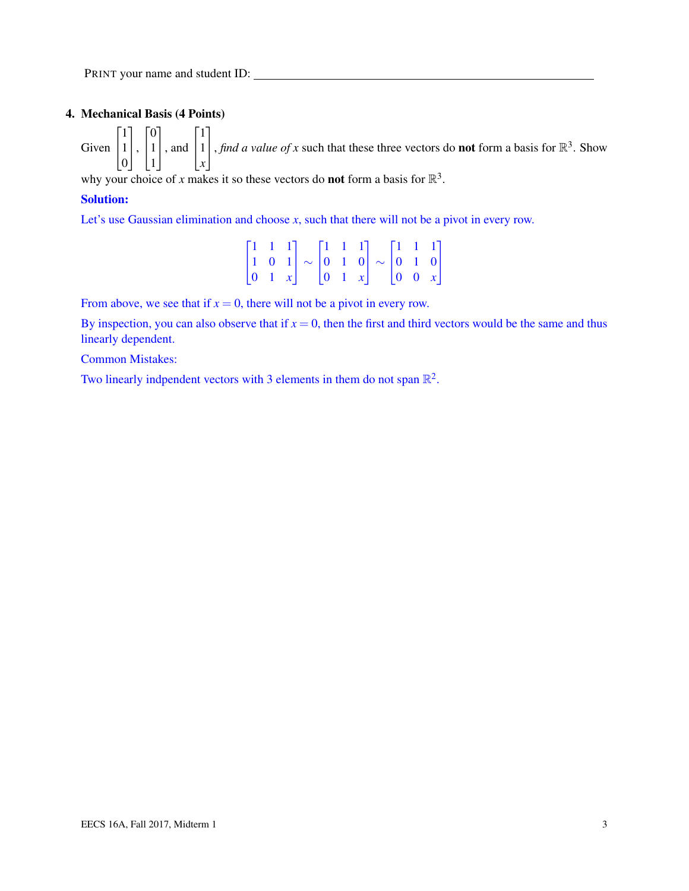PRINT your name and student ID: \_\_\_\_\_\_\_\_\_\_\_\_\_\_\_\_\_\_\_\_\_\_\_\_\_\_\_\_\_\_\_\_\_\_\_\_\_\_\_\_

## 4. Mechanical Basis (4 Points)

Given $\begin{bmatrix} 1 \\ 1 \\ 0 \end{bmatrix}$, $\begin{bmatrix} 0 \\ 1 \\ 1 \end{bmatrix}$, and $\begin{bmatrix} 1 \\ 1 \\ x \end{bmatrix}$, *find a value of $x$* such that these three vectors do **not** form a basis for $\mathbb{R}^3$. Show why your choice of $x$ makes it so these vectors do **not** form a basis for $\mathbb{R}^3$.

**Solution:**

Let's use Gaussian elimination and choose $x$, such that there will not be a pivot in every row.

$$\begin{bmatrix} 1 & 1 & 1 \\ 1 & 0 & 1 \\ 0 & 1 & x \end{bmatrix} \sim \begin{bmatrix} 1 & 1 & 1 \\ 0 & 1 & 0 \\ 0 & 1 & x \end{bmatrix} \sim \begin{bmatrix} 1 & 1 & 1 \\ 0 & 1 & 0 \\ 0 & 0 & x \end{bmatrix}$$

From above, we see that if $x = 0$, there will not be a pivot in every row.

By inspection, you can also observe that if $x = 0$, then the first and third vectors would be the same and thus linearly dependent.

Common Mistakes:

Two linearly indpendent vectors with 3 elements in them do not span $\mathbb{R}^2$.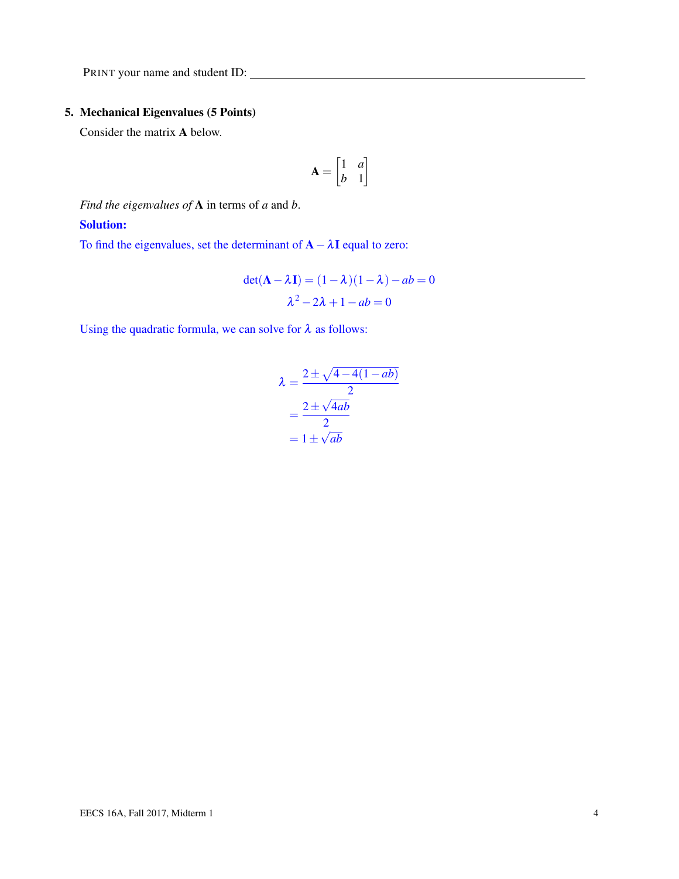PRINT your name and student ID: ____________________________________________

## 5. Mechanical Eigenvalues (5 Points)

Consider the matrix $\mathbf{A}$ below.

$$\mathbf{A} = \begin{bmatrix} 1 & a \\ b & 1 \end{bmatrix}$$

*Find the eigenvalues of* $\mathbf{A}$ in terms of $a$ and $b$.

**Solution:**

To find the eigenvalues, set the determinant of $\mathbf{A} - \lambda \mathbf{I}$ equal to zero:

$$\det(\mathbf{A} - \lambda \mathbf{I}) = (1-\lambda)(1-\lambda) - ab = 0$$
$$\lambda^2 - 2\lambda + 1 - ab = 0$$

Using the quadratic formula, we can solve for $\lambda$ as follows:

$$\begin{aligned} \lambda &= \frac{2 \pm \sqrt{4 - 4(1-ab)}}{2} \\ &= \frac{2 \pm \sqrt{4ab}}{2} \\ &= 1 \pm \sqrt{ab} \end{aligned}$$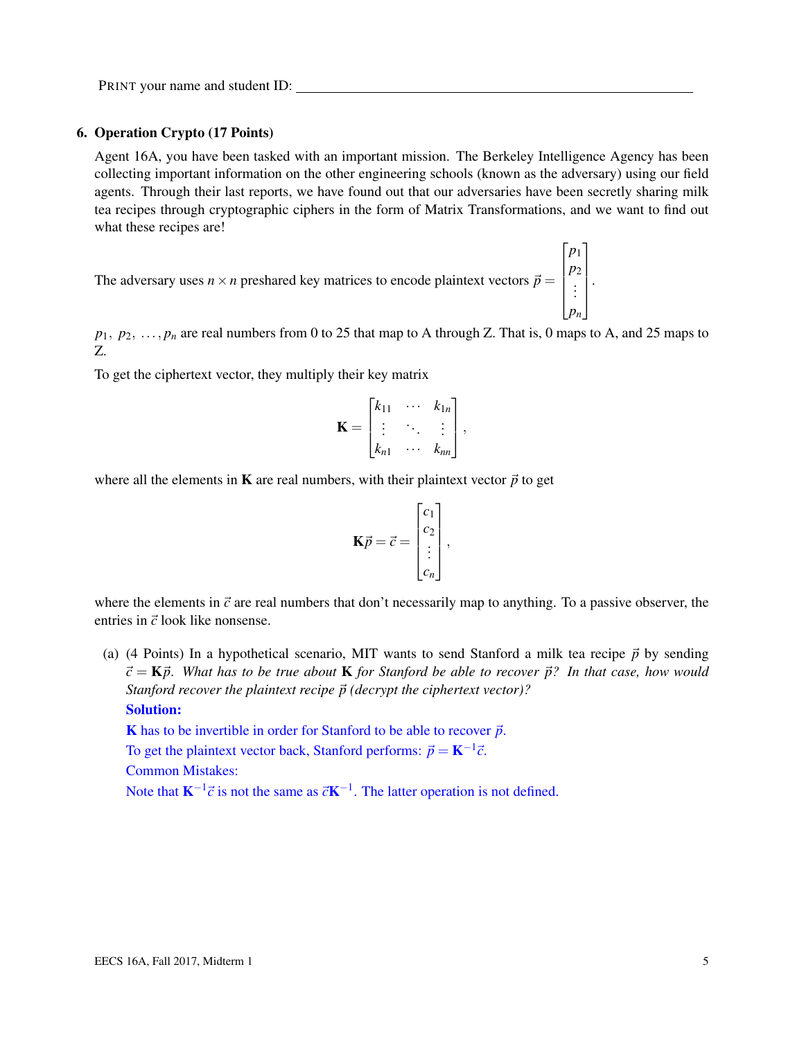PRINT your name and student ID: ____________________________________________

## 6. Operation Crypto (17 Points)

Agent 16A, you have been tasked with an important mission. The Berkeley Intelligence Agency has been collecting important information on the other engineering schools (known as the adversary) using our field agents. Through their last reports, we have found out that our adversaries have been secretly sharing milk tea recipes through cryptographic ciphers in the form of Matrix Transformations, and we want to find out what these recipes are!

The adversary uses $n \times n$ preshared key matrices to encode plaintext vectors $\vec{p} = \begin{bmatrix} p_1 \\ p_2 \\ \vdots \\ p_n \end{bmatrix}$.

$p_1, p_2, \ldots, p_n$ are real numbers from 0 to 25 that map to A through Z. That is, 0 maps to A, and 25 maps to Z.

To get the ciphertext vector, they multiply their key matrix

$$\mathbf{K} = \begin{bmatrix} k_{11} & \cdots & k_{1n} \\ \vdots & \ddots & \vdots \\ k_{n1} & \cdots & k_{nn} \end{bmatrix},$$

where all the elements in $\mathbf{K}$ are real numbers, with their plaintext vector $\vec{p}$ to get

$$\mathbf{K}\vec{p} = \vec{c} = \begin{bmatrix} c_1 \\ c_2 \\ \vdots \\ c_n \end{bmatrix},$$

where the elements in $\vec{c}$ are real numbers that don't necessarily map to anything. To a passive observer, the entries in $\vec{c}$ look like nonsense.

(a) (4 Points) In a hypothetical scenario, MIT wants to send Stanford a milk tea recipe $\vec{p}$ by sending $\vec{c} = \mathbf{K}\vec{p}$. *What has to be true about* $\mathbf{K}$ *for Stanford be able to recover* $\vec{p}$*? In that case, how would Stanford recover the plaintext recipe* $\vec{p}$ *(decrypt the ciphertext vector)?*

**Solution:**

$\mathbf{K}$ has to be invertible in order for Stanford to be able to recover $\vec{p}$.

To get the plaintext vector back, Stanford performs: $\vec{p} = \mathbf{K}^{-1}\vec{c}$.

Common Mistakes:

Note that $\mathbf{K}^{-1}\vec{c}$ is not the same as $\vec{c}\mathbf{K}^{-1}$. The latter operation is not defined.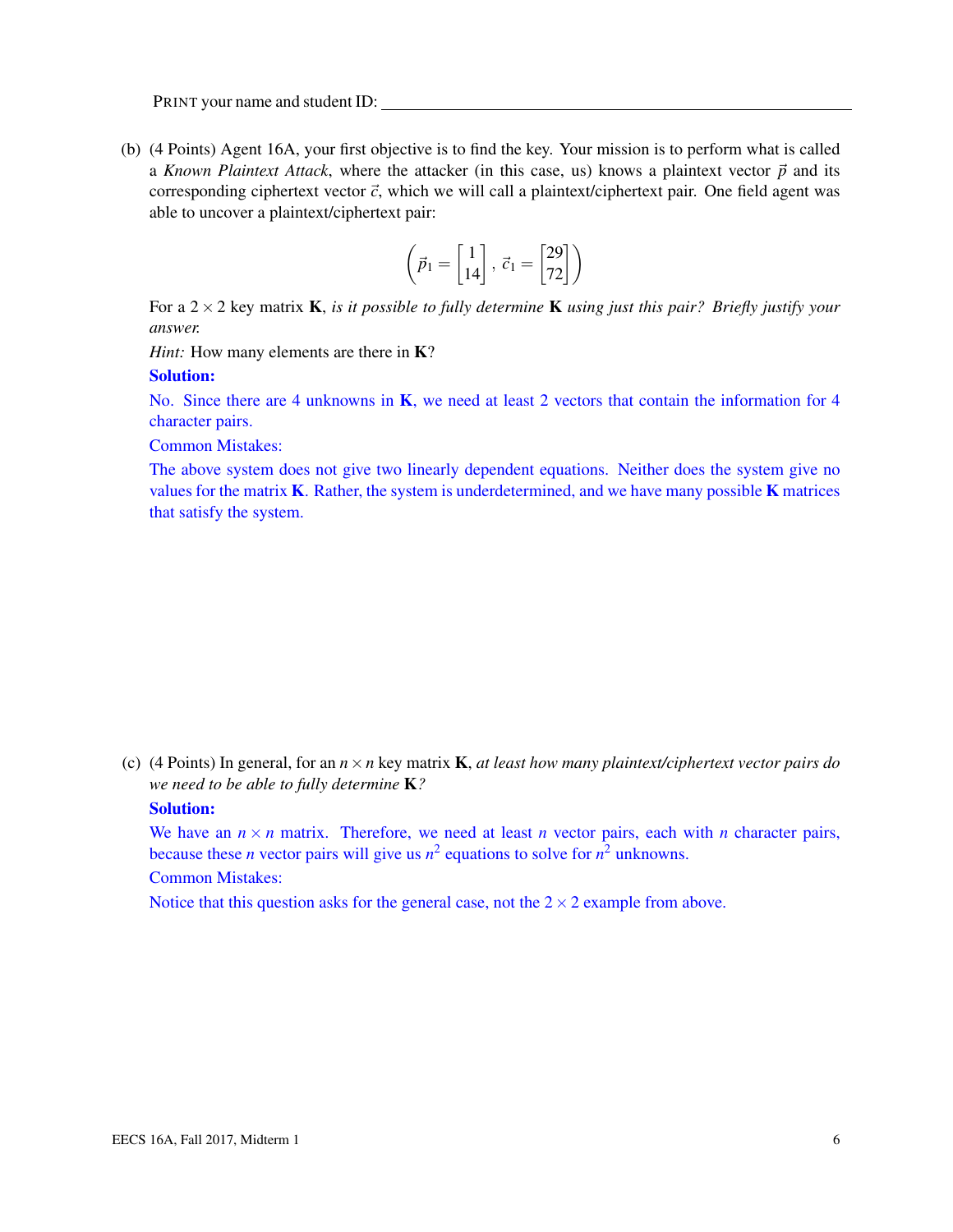PRINT your name and student ID: ____________________

(b) (4 Points) Agent 16A, your first objective is to find the key. Your mission is to perform what is called a *Known Plaintext Attack*, where the attacker (in this case, us) knows a plaintext vector $\vec{p}$ and its corresponding ciphertext vector $\vec{c}$, which we will call a plaintext/ciphertext pair. One field agent was able to uncover a plaintext/ciphertext pair:

$$\left(\vec{p}_1 = \begin{bmatrix} 1 \\ 14 \end{bmatrix}, \vec{c}_1 = \begin{bmatrix} 29 \\ 72 \end{bmatrix}\right)$$

For a $2 \times 2$ key matrix $\mathbf{K}$, *is it possible to fully determine* $\mathbf{K}$ *using just this pair? Briefly justify your answer.*

*Hint:* How many elements are there in $\mathbf{K}$?

**Solution:**

No. Since there are 4 unknowns in $\mathbf{K}$, we need at least 2 vectors that contain the information for 4 character pairs.

Common Mistakes:

The above system does not give two linearly dependent equations. Neither does the system give no values for the matrix $\mathbf{K}$. Rather, the system is underdetermined, and we have many possible $\mathbf{K}$ matrices that satisfy the system.

(c) (4 Points) In general, for an $n \times n$ key matrix $\mathbf{K}$, *at least how many plaintext/ciphertext vector pairs do we need to be able to fully determine* $\mathbf{K}$*?*

**Solution:**

We have an $n \times n$ matrix. Therefore, we need at least $n$ vector pairs, each with $n$ character pairs, because these $n$ vector pairs will give us $n^2$ equations to solve for $n^2$ unknowns.

Common Mistakes:

Notice that this question asks for the general case, not the $2 \times 2$ example from above.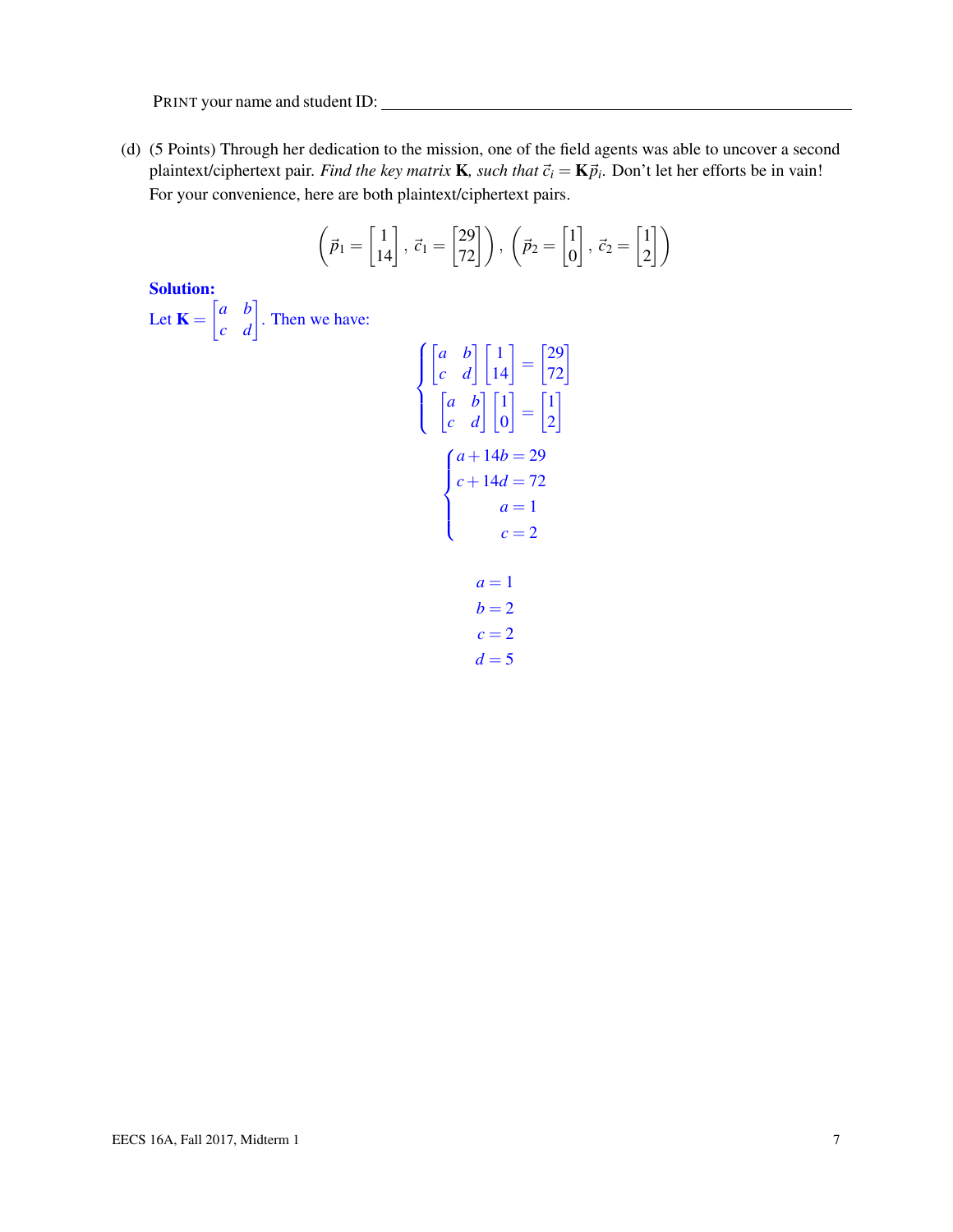PRINT your name and student ID: ______________________________

(d) (5 Points) Through her dedication to the mission, one of the field agents was able to uncover a second plaintext/ciphertext pair. *Find the key matrix* $\mathbf{K}$*, such that* $\vec{c}_i = \mathbf{K}\vec{p}_i$. Don't let her efforts be in vain! For your convenience, here are both plaintext/ciphertext pairs.

$$\left(\vec{p}_1 = \begin{bmatrix}1\\14\end{bmatrix}, \vec{c}_1 = \begin{bmatrix}29\\72\end{bmatrix}\right), \left(\vec{p}_2 = \begin{bmatrix}1\\0\end{bmatrix}, \vec{c}_2 = \begin{bmatrix}1\\2\end{bmatrix}\right)$$

**Solution:**

Let $\mathbf{K} = \begin{bmatrix}a & b\\c & d\end{bmatrix}$. Then we have:

$$\begin{cases}\begin{bmatrix}a & b\\c & d\end{bmatrix}\begin{bmatrix}1\\14\end{bmatrix} = \begin{bmatrix}29\\72\end{bmatrix}\\ \begin{bmatrix}a & b\\c & d\end{bmatrix}\begin{bmatrix}1\\0\end{bmatrix} = \begin{bmatrix}1\\2\end{bmatrix}\end{cases}$$

$$\begin{cases}a + 14b = 29\\ c + 14d = 72\\ a = 1\\ c = 2\end{cases}$$

$$a = 1$$
$$b = 2$$
$$c = 2$$
$$d = 5$$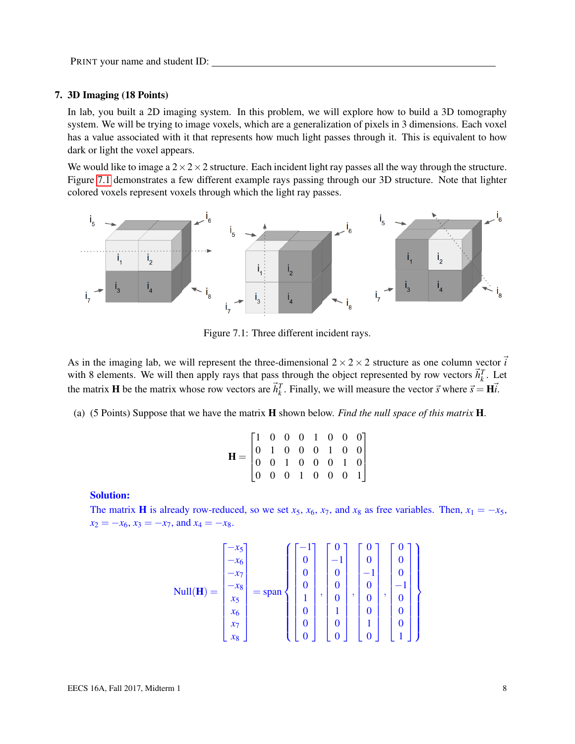PRINT your name and student ID: ________________________________________________

## 7. 3D Imaging (18 Points)

In lab, you built a 2D imaging system. In this problem, we will explore how to build a 3D tomography system. We will be trying to image voxels, which are a generalization of pixels in 3 dimensions. Each voxel has a value associated with it that represents how much light passes through it. This is equivalent to how dark or light the voxel appears.

We would like to image a $2 \times 2 \times 2$ structure. Each incident light ray passes all the way through the structure. Figure 7.1 demonstrates a few different example rays passing through our 3D structure. Note that lighter colored voxels represent voxels through which the light ray passes.

Figure 7.1: Three different incident rays.

As in the imaging lab, we will represent the three-dimensional $2 \times 2 \times 2$ structure as one column vector $\vec{i}$ with 8 elements. We will then apply rays that pass through the object represented by row vectors $\vec{h}_k^T$. Let the matrix $\mathbf{H}$ be the matrix whose row vectors are $\vec{h}_k^T$. Finally, we will measure the vector $\vec{s}$ where $\vec{s} = \mathbf{H}\vec{i}$.

(a) (5 Points) Suppose that we have the matrix $\mathbf{H}$ shown below. *Find the null space of this matrix* $\mathbf{H}$.

$$\mathbf{H} = \begin{bmatrix} 1 & 0 & 0 & 0 & 1 & 0 & 0 & 0 \\ 0 & 1 & 0 & 0 & 0 & 1 & 0 & 0 \\ 0 & 0 & 1 & 0 & 0 & 0 & 1 & 0 \\ 0 & 0 & 0 & 1 & 0 & 0 & 0 & 1 \end{bmatrix}$$

**Solution:**

The matrix $\mathbf{H}$ is already row-reduced, so we set $x_5$, $x_6$, $x_7$, and $x_8$ as free variables. Then, $x_1 = -x_5$, $x_2 = -x_6$, $x_3 = -x_7$, and $x_4 = -x_8$.

$$\text{Null}(\mathbf{H}) = \begin{bmatrix} -x_5 \\ -x_6 \\ -x_7 \\ -x_8 \\ x_5 \\ x_6 \\ x_7 \\ x_8 \end{bmatrix} = \text{span}\left\{ \begin{bmatrix} -1 \\ 0 \\ 0 \\ 0 \\ 1 \\ 0 \\ 0 \\ 0 \end{bmatrix}, \begin{bmatrix} 0 \\ -1 \\ 0 \\ 0 \\ 0 \\ 1 \\ 0 \\ 0 \end{bmatrix}, \begin{bmatrix} 0 \\ 0 \\ -1 \\ 0 \\ 0 \\ 0 \\ 1 \\ 0 \end{bmatrix}, \begin{bmatrix} 0 \\ 0 \\ 0 \\ -1 \\ 0 \\ 0 \\ 0 \\ 1 \end{bmatrix} \right\}$$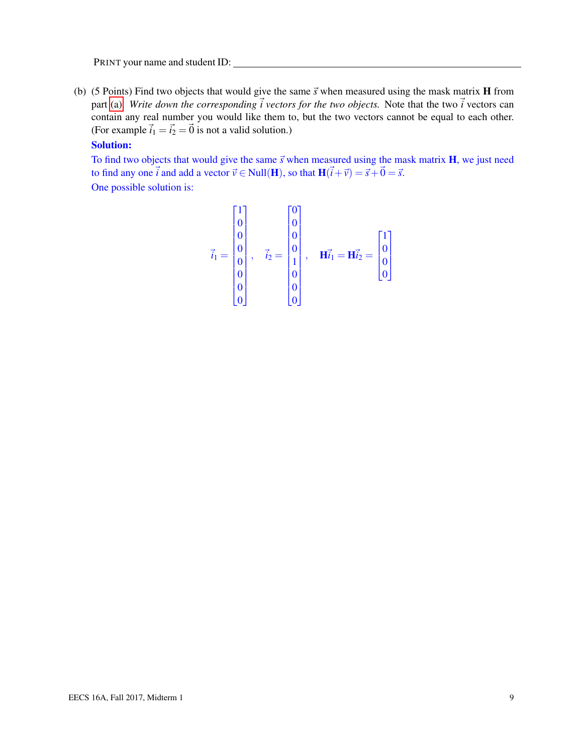PRINT your name and student ID: ____________________

(b) (5 Points) Find two objects that would give the same $\vec{s}$ when measured using the mask matrix $\mathbf{H}$ from part (a). *Write down the corresponding $\vec{i}$ vectors for the two objects.* Note that the two $\vec{i}$ vectors can contain any real number you would like them to, but the two vectors cannot be equal to each other. (For example $\vec{i}_1 = \vec{i}_2 = \vec{0}$ is not a valid solution.)

**Solution:**

To find two objects that would give the same $\vec{s}$ when measured using the mask matrix $\mathbf{H}$, we just need to find any one $\vec{i}$ and add a vector $\vec{v} \in \text{Null}(\mathbf{H})$, so that $\mathbf{H}(\vec{i} + \vec{v}) = \vec{s} + \vec{0} = \vec{s}$.

One possible solution is:

$$\vec{i}_1 = \begin{bmatrix} 1 \\ 0 \\ 0 \\ 0 \\ 0 \\ 0 \\ 0 \\ 0 \end{bmatrix}, \quad \vec{i}_2 = \begin{bmatrix} 0 \\ 0 \\ 0 \\ 0 \\ 1 \\ 0 \\ 0 \\ 0 \end{bmatrix}, \quad \mathbf{H}\vec{i}_1 = \mathbf{H}\vec{i}_2 = \begin{bmatrix} 1 \\ 0 \\ 0 \\ 0 \end{bmatrix}$$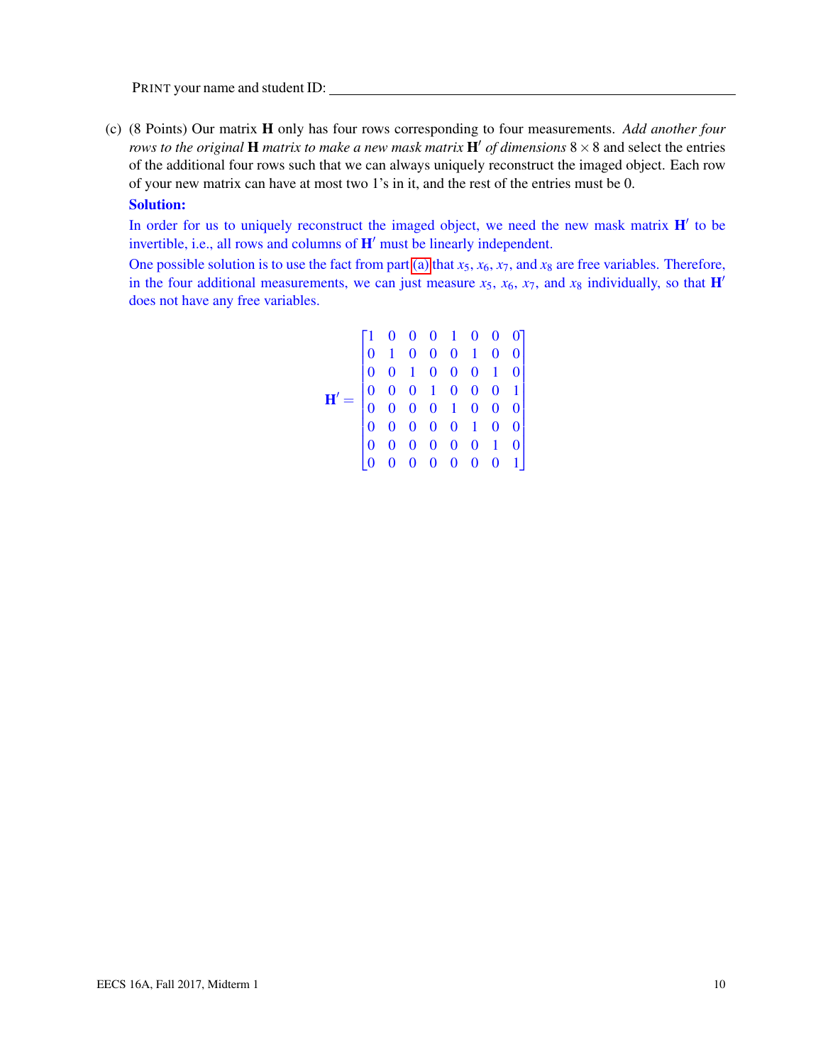PRINT your name and student ID: ____________________

(c) (8 Points) Our matrix $\mathbf{H}$ only has four rows corresponding to four measurements. *Add another four rows to the original* $\mathbf{H}$ *matrix to make a new mask matrix* $\mathbf{H}'$ *of dimensions* $8 \times 8$ and select the entries of the additional four rows such that we can always uniquely reconstruct the imaged object. Each row of your new matrix can have at most two 1's in it, and the rest of the entries must be 0.

**Solution:**

In order for us to uniquely reconstruct the imaged object, we need the new mask matrix $\mathbf{H}'$ to be invertible, i.e., all rows and columns of $\mathbf{H}'$ must be linearly independent.

One possible solution is to use the fact from part (a) that $x_5$, $x_6$, $x_7$, and $x_8$ are free variables. Therefore, in the four additional measurements, we can just measure $x_5$, $x_6$, $x_7$, and $x_8$ individually, so that $\mathbf{H}'$ does not have any free variables.

$$\mathbf{H}' = \begin{bmatrix} 1 & 0 & 0 & 0 & 1 & 0 & 0 & 0 \\ 0 & 1 & 0 & 0 & 0 & 1 & 0 & 0 \\ 0 & 0 & 1 & 0 & 0 & 0 & 1 & 0 \\ 0 & 0 & 0 & 1 & 0 & 0 & 0 & 1 \\ 0 & 0 & 0 & 0 & 1 & 0 & 0 & 0 \\ 0 & 0 & 0 & 0 & 0 & 1 & 0 & 0 \\ 0 & 0 & 0 & 0 & 0 & 0 & 1 & 0 \\ 0 & 0 & 0 & 0 & 0 & 0 & 0 & 1 \end{bmatrix}$$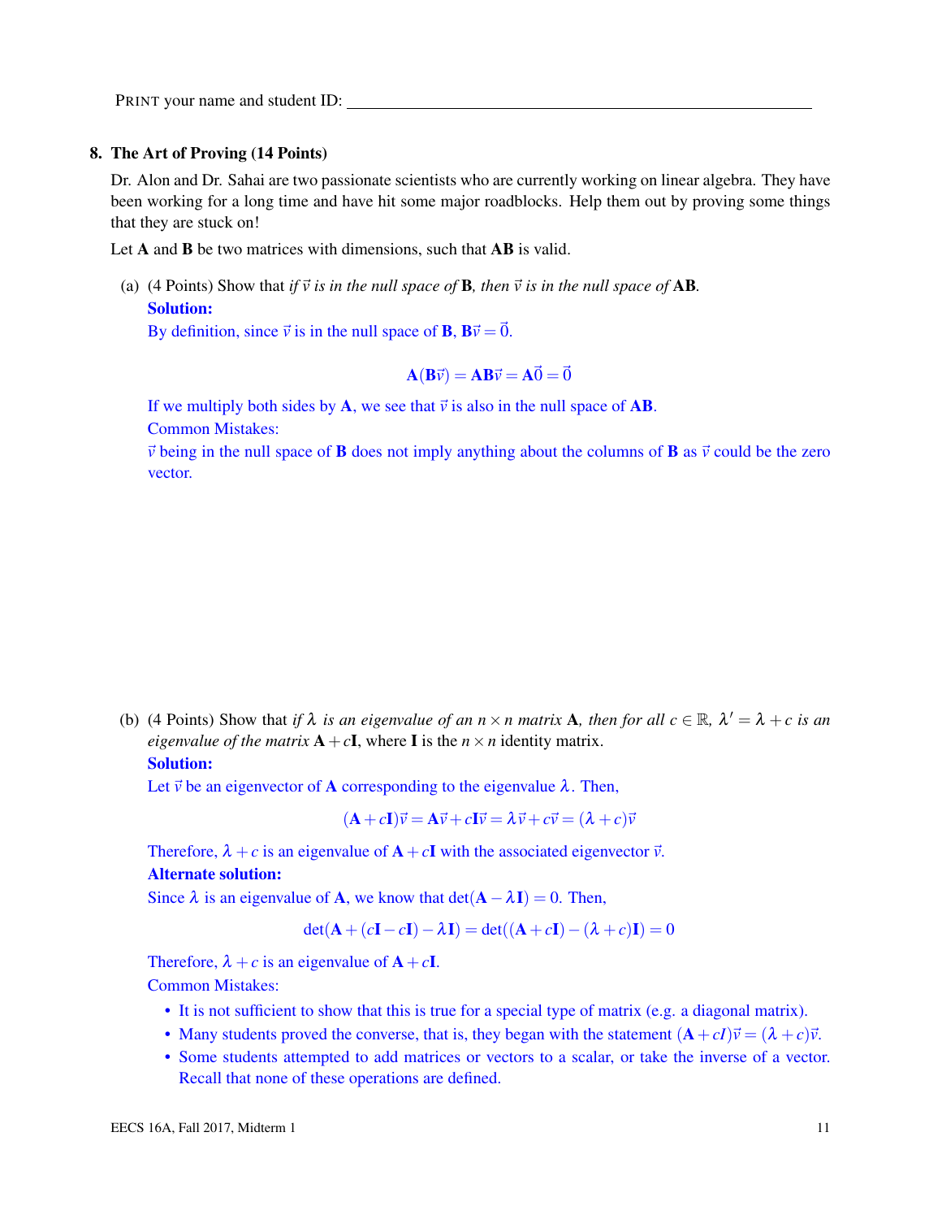PRINT your name and student ID: ______________________________

## 8. The Art of Proving (14 Points)

Dr. Alon and Dr. Sahai are two passionate scientists who are currently working on linear algebra. They have been working for a long time and have hit some major roadblocks. Help them out by proving some things that they are stuck on!

Let $\mathbf{A}$ and $\mathbf{B}$ be two matrices with dimensions, such that $\mathbf{AB}$ is valid.

(a) (4 Points) Show that *if $\vec{v}$ is in the null space of $\mathbf{B}$, then $\vec{v}$ is in the null space of $\mathbf{AB}$.*

**Solution:**

By definition, since $\vec{v}$ is in the null space of $\mathbf{B}$, $\mathbf{B}\vec{v} = \vec{0}$.

$$\mathbf{A}(\mathbf{B}\vec{v}) = \mathbf{AB}\vec{v} = \mathbf{A}\vec{0} = \vec{0}$$

If we multiply both sides by $\mathbf{A}$, we see that $\vec{v}$ is also in the null space of $\mathbf{AB}$.

Common Mistakes:

$\vec{v}$ being in the null space of $\mathbf{B}$ does not imply anything about the columns of $\mathbf{B}$ as $\vec{v}$ could be the zero vector.

(b) (4 Points) Show that *if $\lambda$ is an eigenvalue of an $n \times n$ matrix $\mathbf{A}$, then for all $c \in \mathbb{R}$, $\lambda' = \lambda + c$ is an eigenvalue of the matrix $\mathbf{A} + c\mathbf{I}$*, where $\mathbf{I}$ is the $n \times n$ identity matrix.

**Solution:**

Let $\vec{v}$ be an eigenvector of $\mathbf{A}$ corresponding to the eigenvalue $\lambda$. Then,

$$(\mathbf{A} + c\mathbf{I})\vec{v} = \mathbf{A}\vec{v} + c\mathbf{I}\vec{v} = \lambda\vec{v} + c\vec{v} = (\lambda + c)\vec{v}$$

Therefore, $\lambda + c$ is an eigenvalue of $\mathbf{A} + c\mathbf{I}$ with the associated eigenvector $\vec{v}$.

**Alternate solution:**

Since $\lambda$ is an eigenvalue of $\mathbf{A}$, we know that $\det(\mathbf{A} - \lambda\mathbf{I}) = 0$. Then,

$$\det(\mathbf{A} + (c\mathbf{I} - c\mathbf{I}) - \lambda\mathbf{I}) = \det((\mathbf{A} + c\mathbf{I}) - (\lambda + c)\mathbf{I}) = 0$$

Therefore, $\lambda + c$ is an eigenvalue of $\mathbf{A} + c\mathbf{I}$.

Common Mistakes:

- It is not sufficient to show that this is true for a special type of matrix (e.g. a diagonal matrix).
- Many students proved the converse, that is, they began with the statement $(\mathbf{A} + cI)\vec{v} = (\lambda + c)\vec{v}$.
- Some students attempted to add matrices or vectors to a scalar, or take the inverse of a vector. Recall that none of these operations are defined.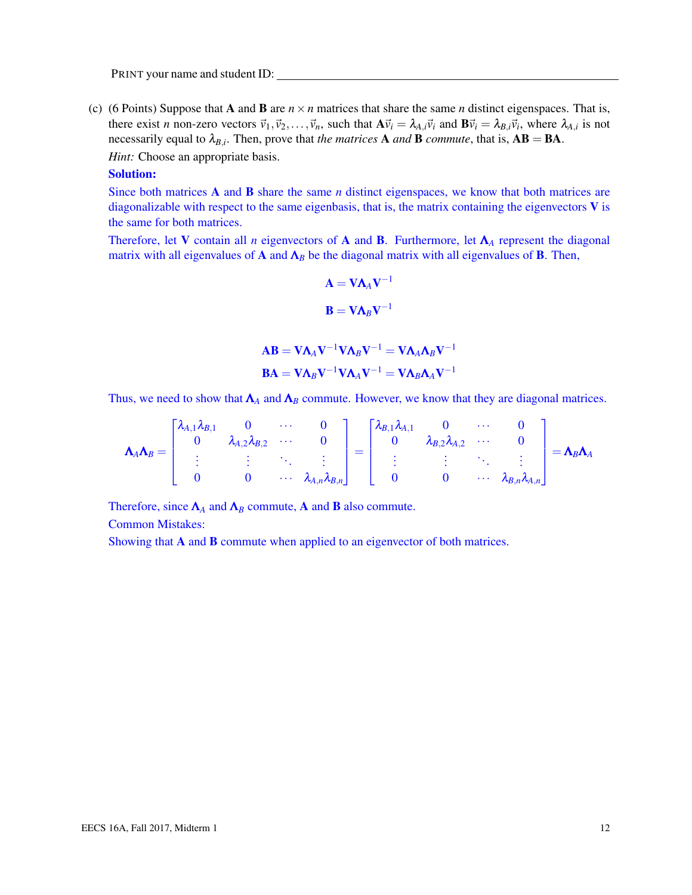PRINT your name and student ID: ______________________________

(c) (6 Points) Suppose that $\mathbf{A}$ and $\mathbf{B}$ are $n \times n$ matrices that share the same $n$ distinct eigenspaces. That is, there exist $n$ non-zero vectors $\vec{v}_1, \vec{v}_2, \ldots, \vec{v}_n$, such that $\mathbf{A}\vec{v}_i = \lambda_{A,i}\vec{v}_i$ and $\mathbf{B}\vec{v}_i = \lambda_{B,i}\vec{v}_i$, where $\lambda_{A,i}$ is not necessarily equal to $\lambda_{B,i}$. Then, prove that *the matrices* $\mathbf{A}$ *and* $\mathbf{B}$ *commute*, that is, $\mathbf{AB} = \mathbf{BA}$.

*Hint:* Choose an appropriate basis.

**Solution:**

Since both matrices $\mathbf{A}$ and $\mathbf{B}$ share the same $n$ distinct eigenspaces, we know that both matrices are diagonalizable with respect to the same eigenbasis, that is, the matrix containing the eigenvectors $\mathbf{V}$ is the same for both matrices.

Therefore, let $\mathbf{V}$ contain all $n$ eigenvectors of $\mathbf{A}$ and $\mathbf{B}$. Furthermore, let $\mathbf{\Lambda}_A$ represent the diagonal matrix with all eigenvalues of $\mathbf{A}$ and $\mathbf{\Lambda}_B$ be the diagonal matrix with all eigenvalues of $\mathbf{B}$. Then,

$$\mathbf{A} = \mathbf{V}\mathbf{\Lambda}_A\mathbf{V}^{-1}$$

$$\mathbf{B} = \mathbf{V}\mathbf{\Lambda}_B\mathbf{V}^{-1}$$

$$\mathbf{AB} = \mathbf{V}\mathbf{\Lambda}_A\mathbf{V}^{-1}\mathbf{V}\mathbf{\Lambda}_B\mathbf{V}^{-1} = \mathbf{V}\mathbf{\Lambda}_A\mathbf{\Lambda}_B\mathbf{V}^{-1}$$

$$\mathbf{BA} = \mathbf{V}\mathbf{\Lambda}_B\mathbf{V}^{-1}\mathbf{V}\mathbf{\Lambda}_A\mathbf{V}^{-1} = \mathbf{V}\mathbf{\Lambda}_B\mathbf{\Lambda}_A\mathbf{V}^{-1}$$

Thus, we need to show that $\mathbf{\Lambda}_A$ and $\mathbf{\Lambda}_B$ commute. However, we know that they are diagonal matrices.

$$\mathbf{\Lambda}_A\mathbf{\Lambda}_B = \begin{bmatrix} \lambda_{A,1}\lambda_{B,1} & 0 & \cdots & 0 \\ 0 & \lambda_{A,2}\lambda_{B,2} & \cdots & 0 \\ \vdots & \vdots & \ddots & \vdots \\ 0 & 0 & \cdots & \lambda_{A,n}\lambda_{B,n} \end{bmatrix} = \begin{bmatrix} \lambda_{B,1}\lambda_{A,1} & 0 & \cdots & 0 \\ 0 & \lambda_{B,2}\lambda_{A,2} & \cdots & 0 \\ \vdots & \vdots & \ddots & \vdots \\ 0 & 0 & \cdots & \lambda_{B,n}\lambda_{A,n} \end{bmatrix} = \mathbf{\Lambda}_B\mathbf{\Lambda}_A$$

Therefore, since $\mathbf{\Lambda}_A$ and $\mathbf{\Lambda}_B$ commute, $\mathbf{A}$ and $\mathbf{B}$ also commute.

Common Mistakes:

Showing that $\mathbf{A}$ and $\mathbf{B}$ commute when applied to an eigenvector of both matrices.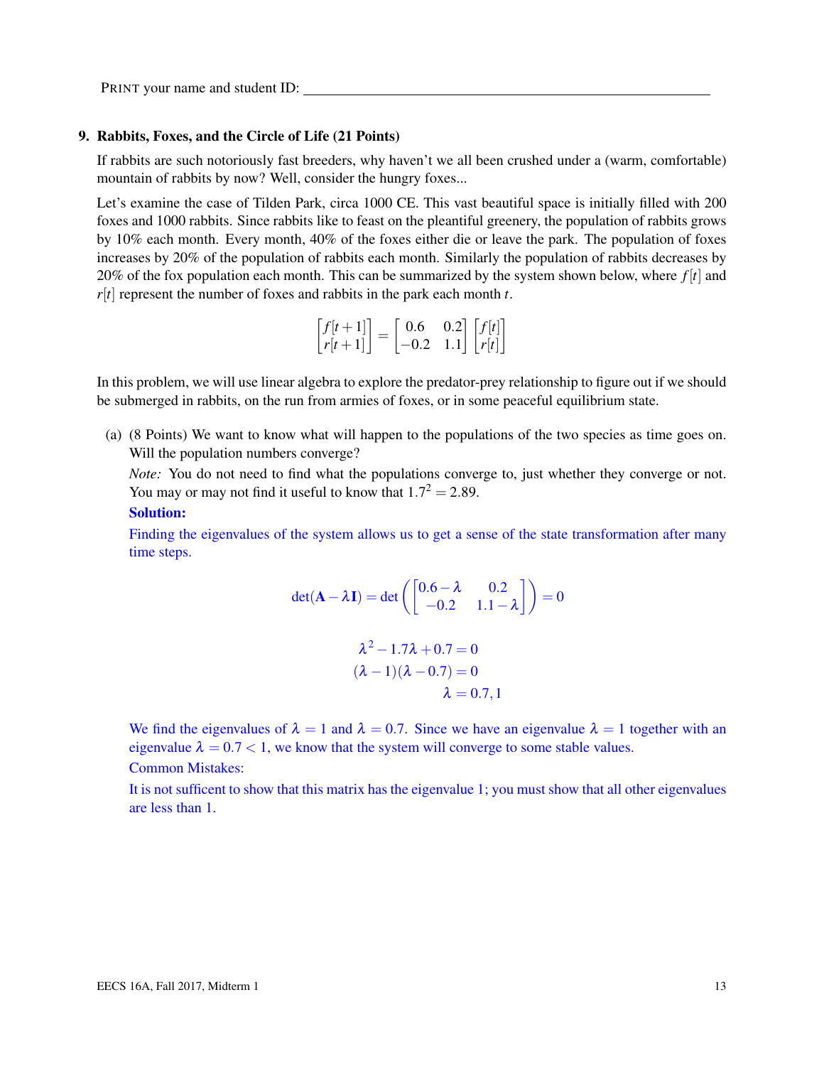PRINT your name and student ID: ______________________________

### 9. Rabbits, Foxes, and the Circle of Life (21 Points)

If rabbits are such notoriously fast breeders, why haven't we all been crushed under a (warm, comfortable) mountain of rabbits by now? Well, consider the hungry foxes...

Let's examine the case of Tilden Park, circa 1000 CE. This vast beautiful space is initially filled with 200 foxes and 1000 rabbits. Since rabbits like to feast on the pleantiful greenery, the population of rabbits grows by 10% each month. Every month, 40% of the foxes either die or leave the park. The population of foxes increases by 20% of the population of rabbits each month. Similarly the population of rabbits decreases by 20% of the fox population each month. This can be summarized by the system shown below, where $f[t]$ and $r[t]$ represent the number of foxes and rabbits in the park each month $t$.

$$\begin{bmatrix} f[t+1] \\ r[t+1] \end{bmatrix} = \begin{bmatrix} 0.6 & 0.2 \\ -0.2 & 1.1 \end{bmatrix} \begin{bmatrix} f[t] \\ r[t] \end{bmatrix}$$

In this problem, we will use linear algebra to explore the predator-prey relationship to figure out if we should be submerged in rabbits, on the run from armies of foxes, or in some peaceful equilibrium state.

(a) (8 Points) We want to know what will happen to the populations of the two species as time goes on. Will the population numbers converge?

*Note:* You do not need to find what the populations converge to, just whether they converge or not. You may or may not find it useful to know that $1.7^2 = 2.89$.

**Solution:**

Finding the eigenvalues of the system allows us to get a sense of the state transformation after many time steps.

$$\det(\mathbf{A} - \lambda \mathbf{I}) = \det\left( \begin{bmatrix} 0.6-\lambda & 0.2 \\ -0.2 & 1.1-\lambda \end{bmatrix} \right) = 0$$

$$\lambda^2 - 1.7\lambda + 0.7 = 0$$

$$(\lambda - 1)(\lambda - 0.7) = 0$$

$$\lambda = 0.7, 1$$

We find the eigenvalues of $\lambda = 1$ and $\lambda = 0.7$. Since we have an eigenvalue $\lambda = 1$ together with an eigenvalue $\lambda = 0.7 < 1$, we know that the system will converge to some stable values.

Common Mistakes:

It is not sufficent to show that this matrix has the eigenvalue 1; you must show that all other eigenvalues are less than 1.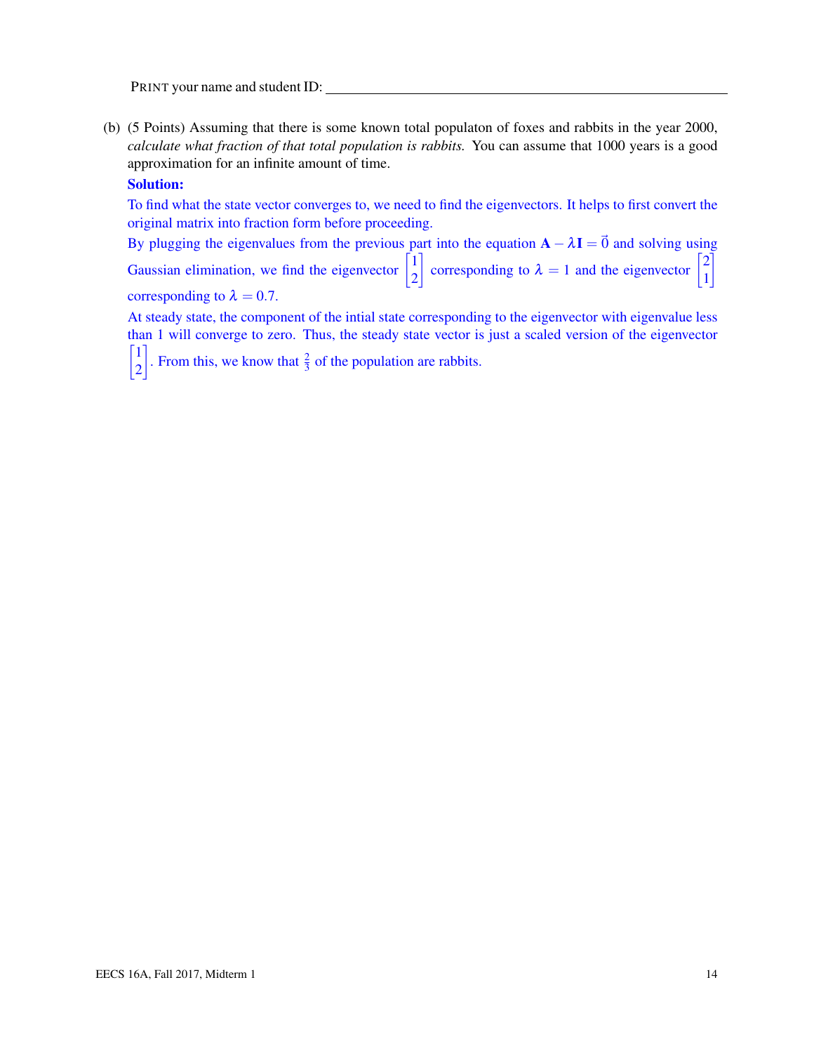(b) (5 Points) Assuming that there is some known total populaton of foxes and rabbits in the year 2000, *calculate what fraction of that total population is rabbits.* You can assume that 1000 years is a good approximation for an infinite amount of time.

**Solution:**

To find what the state vector converges to, we need to find the eigenvectors. It helps to first convert the original matrix into fraction form before proceeding.

By plugging the eigenvalues from the previous part into the equation $\mathbf{A} - \lambda \mathbf{I} = \vec{0}$ and solving using Gaussian elimination, we find the eigenvector $\begin{bmatrix} 1 \\ 2 \end{bmatrix}$ corresponding to $\lambda = 1$ and the eigenvector $\begin{bmatrix} 2 \\ 1 \end{bmatrix}$ corresponding to $\lambda = 0.7$.

At steady state, the component of the intial state corresponding to the eigenvector with eigenvalue less than 1 will converge to zero. Thus, the steady state vector is just a scaled version of the eigenvector $\begin{bmatrix} 1 \\ 2 \end{bmatrix}$. From this, we know that $\frac{2}{3}$ of the population are rabbits.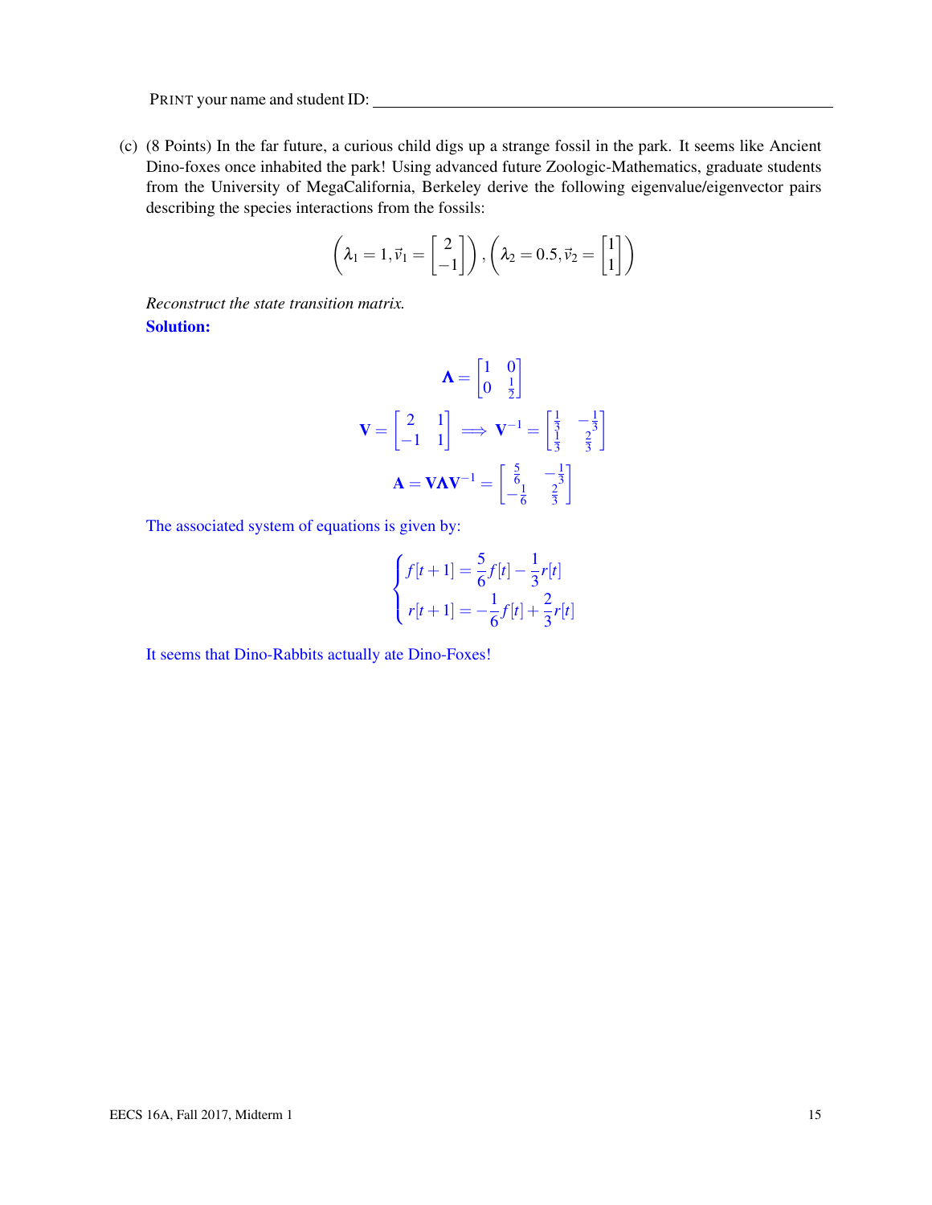PRINT your name and student ID: ____________________________________________

(c) (8 Points) In the far future, a curious child digs up a strange fossil in the park. It seems like Ancient Dino-foxes once inhabited the park! Using advanced future Zoologic-Mathematics, graduate students from the University of MegaCalifornia, Berkeley derive the following eigenvalue/eigenvector pairs describing the species interactions from the fossils:

$$\left(\lambda_1 = 1, \vec{v}_1 = \begin{bmatrix} 2 \\ -1 \end{bmatrix}\right), \left(\lambda_2 = 0.5, \vec{v}_2 = \begin{bmatrix} 1 \\ 1 \end{bmatrix}\right)$$

*Reconstruct the state transition matrix.*

**Solution:**

$$\mathbf{\Lambda} = \begin{bmatrix} 1 & 0 \\ 0 & \frac{1}{2} \end{bmatrix}$$

$$\mathbf{V} = \begin{bmatrix} 2 & 1 \\ -1 & 1 \end{bmatrix} \implies \mathbf{V}^{-1} = \begin{bmatrix} \frac{1}{3} & -\frac{1}{3} \\ \frac{1}{3} & \frac{2}{3} \end{bmatrix}$$

$$\mathbf{A} = \mathbf{V}\mathbf{\Lambda}\mathbf{V}^{-1} = \begin{bmatrix} \frac{5}{6} & -\frac{1}{3} \\ -\frac{1}{6} & \frac{2}{3} \end{bmatrix}$$

The associated system of equations is given by:

$$\begin{cases} f[t+1] = \frac{5}{6} f[t] - \frac{1}{3} r[t] \\ r[t+1] = -\frac{1}{6} f[t] + \frac{2}{3} r[t] \end{cases}$$

It seems that Dino-Rabbits actually ate Dino-Foxes!